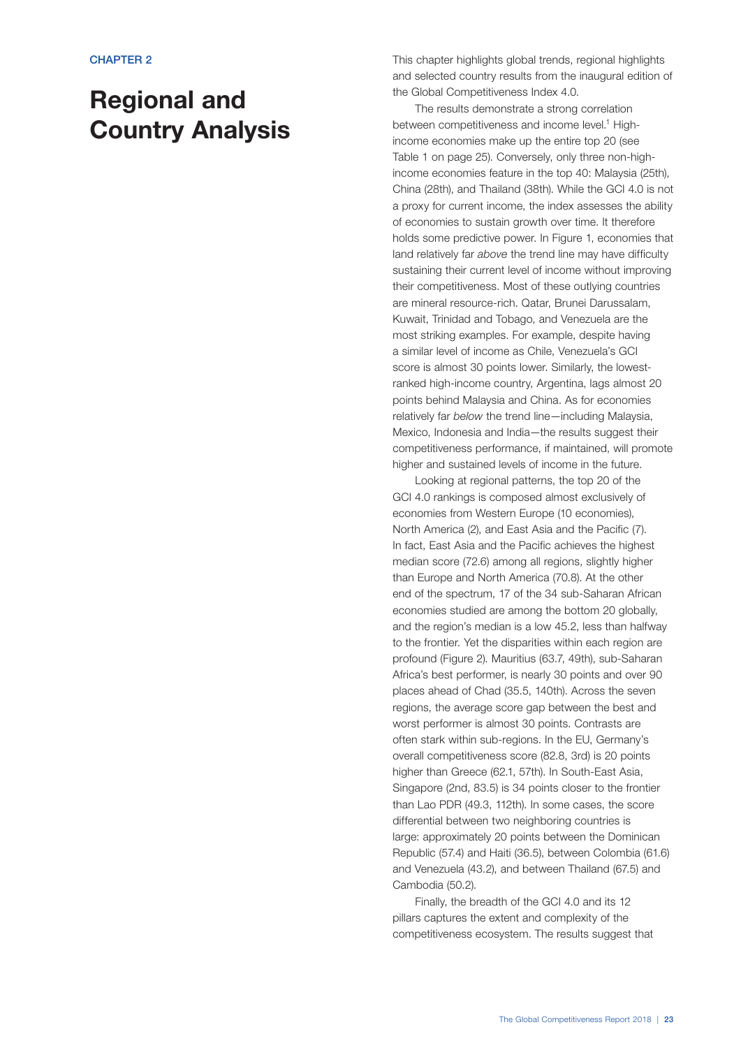CHAPTER 2

# Regional and Country Analysis

This chapter highlights global trends, regional highlights and selected country results from the inaugural edition of the Global Competitiveness Index 4.0.

The results demonstrate a strong correlation between competitiveness and income level.[1] High-income economies make up the entire top 20 (see Table 1 on page 25). Conversely, only three non-high-income economies feature in the top 40: Malaysia (25th), China (28th), and Thailand (38th). While the GCI 4.0 is not a proxy for current income, the index assesses the ability of economies to sustain growth over time. It therefore holds some predictive power. In Figure 1, economies that land relatively far *above* the trend line may have difficulty sustaining their current level of income without improving their competitiveness. Most of these outlying countries are mineral resource-rich. Qatar, Brunei Darussalam, Kuwait, Trinidad and Tobago, and Venezuela are the most striking examples. For example, despite having a similar level of income as Chile, Venezuela's GCI score is almost 30 points lower. Similarly, the lowest-ranked high-income country, Argentina, lags almost 20 points behind Malaysia and China. As for economies relatively far *below* the trend line—including Malaysia, Mexico, Indonesia and India—the results suggest their competitiveness performance, if maintained, will promote higher and sustained levels of income in the future.

Looking at regional patterns, the top 20 of the GCI 4.0 rankings is composed almost exclusively of economies from Western Europe (10 economies), North America (2), and East Asia and the Pacific (7). In fact, East Asia and the Pacific achieves the highest median score (72.6) among all regions, slightly higher than Europe and North America (70.8). At the other end of the spectrum, 17 of the 34 sub-Saharan African economies studied are among the bottom 20 globally, and the region's median is a low 45.2, less than halfway to the frontier. Yet the disparities within each region are profound (Figure 2). Mauritius (63.7, 49th), sub-Saharan Africa's best performer, is nearly 30 points and over 90 places ahead of Chad (35.5, 140th). Across the seven regions, the average score gap between the best and worst performer is almost 30 points. Contrasts are often stark within sub-regions. In the EU, Germany's overall competitiveness score (82.8, 3rd) is 20 points higher than Greece (62.1, 57th). In South-East Asia, Singapore (2nd, 83.5) is 34 points closer to the frontier than Lao PDR (49.3, 112th). In some cases, the score differential between two neighboring countries is large: approximately 20 points between the Dominican Republic (57.4) and Haiti (36.5), between Colombia (61.6) and Venezuela (43.2), and between Thailand (67.5) and Cambodia (50.2).

Finally, the breadth of the GCI 4.0 and its 12 pillars captures the extent and complexity of the competitiveness ecosystem. The results suggest that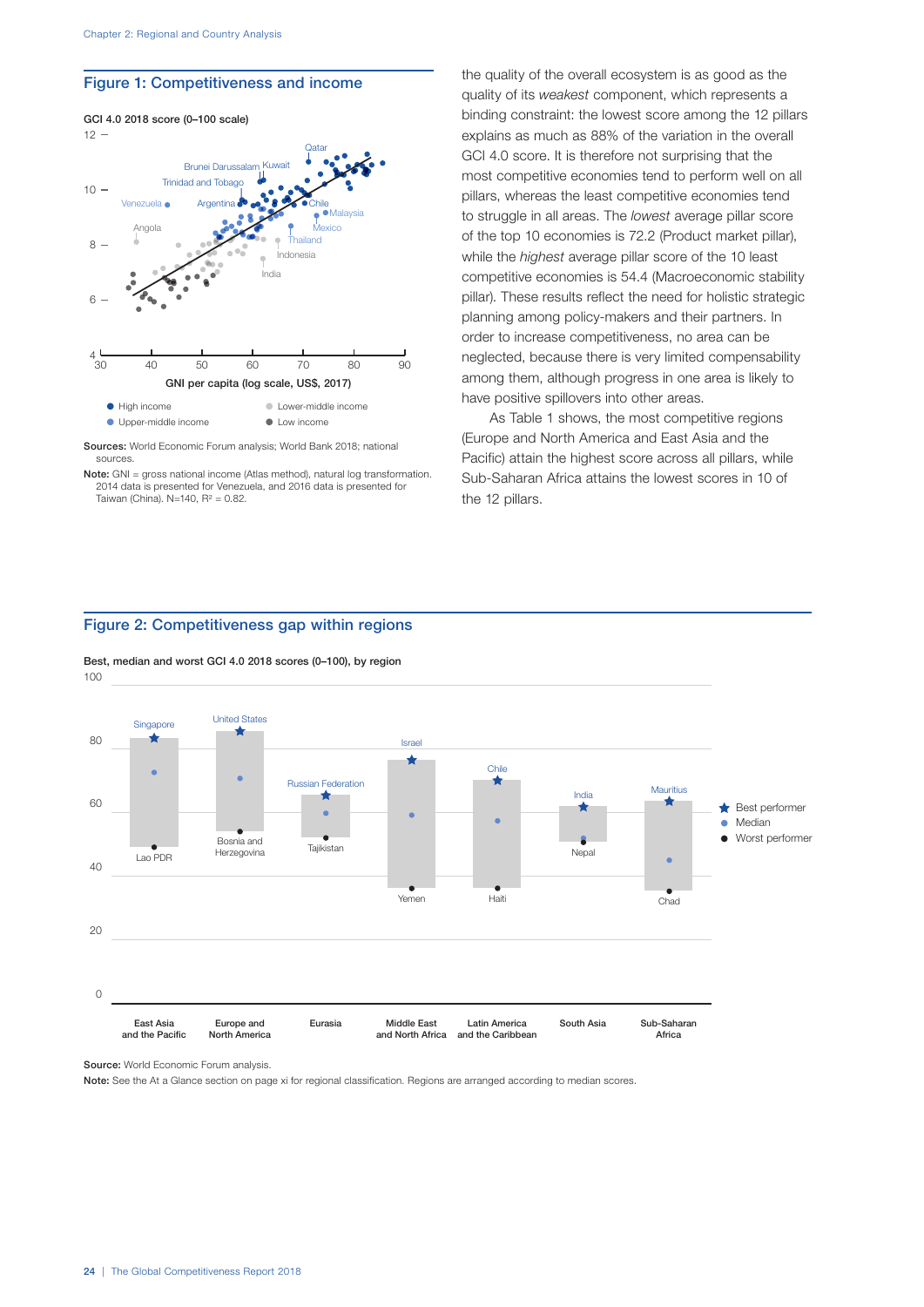## Figure 1: Competitiveness and income

GCI 4.0 2018 score (0–100 scale)

GNI per capita (log scale, US$, 2017)

● High income ● Upper-middle income ● Lower-middle income ● Low income

**Sources:** World Economic Forum analysis; World Bank 2018; national sources.

**Note:** GNI = gross national income (Atlas method), natural log transformation. 2014 data is presented for Venezuela, and 2016 data is presented for Taiwan (China). N=140, $R^2$ = 0.82.

the quality of the overall ecosystem is as good as the quality of its *weakest* component, which represents a binding constraint: the lowest score among the 12 pillars explains as much as 88% of the variation in the overall GCI 4.0 score. It is therefore not surprising that the most competitive economies tend to perform well on all pillars, whereas the least competitive economies tend to struggle in all areas. The *lowest* average pillar score of the top 10 economies is 72.2 (Product market pillar), while the *highest* average pillar score of the 10 least competitive economies is 54.4 (Macroeconomic stability pillar). These results reflect the need for holistic strategic planning among policy-makers and their partners. In order to increase competitiveness, no area can be neglected, because there is very limited compensability among them, although progress in one area is likely to have positive spillovers into other areas.

As Table 1 shows, the most competitive regions (Europe and North America and East Asia and the Pacific) attain the highest score across all pillars, while Sub-Saharan Africa attains the lowest scores in 10 of the 12 pillars.

## Figure 2: Competitiveness gap within regions

Best, median and worst GCI 4.0 2018 scores (0–100), by region

| Region | Best performer | Worst performer |
|---|---|---|
| East Asia and the Pacific | Singapore | Lao PDR |
| Europe and North America | United States | Bosnia and Herzegovina |
| Eurasia | Russian Federation | Tajikistan |
| Middle East and North Africa | Israel | Yemen |
| Latin America and the Caribbean | Chile | Haiti |
| South Asia | India | Nepal |
| Sub-Saharan Africa | Mauritius | Chad |

★ Best performer ● Median ● Worst performer

**Source:** World Economic Forum analysis.

**Note:** See the At a Glance section on page xi for regional classification. Regions are arranged according to median scores.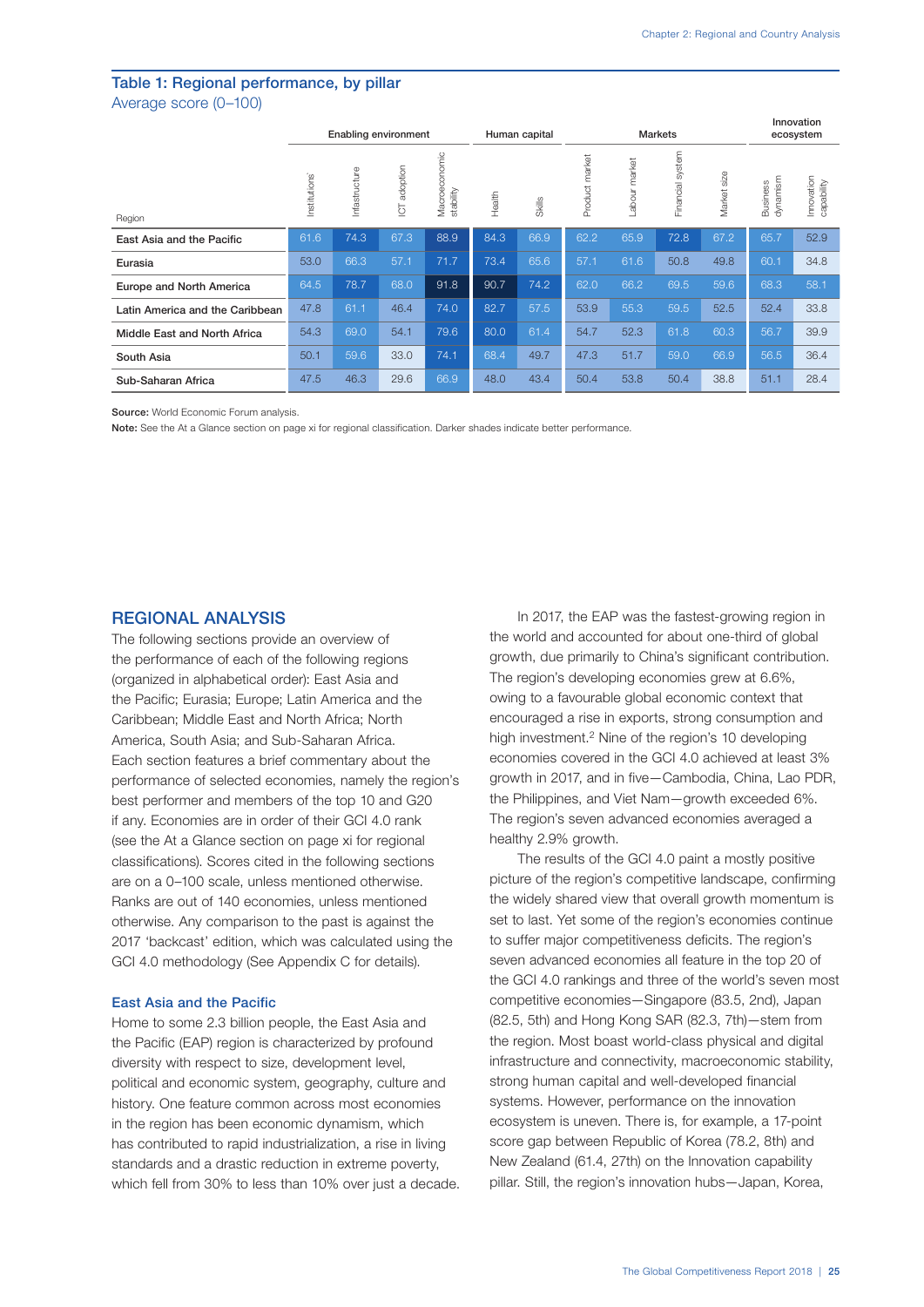## Table 1: Regional performance, by pillar

Average score (0–100)

| Region | Enabling environment | | | | Human capital | | Markets | | | | Innovation ecosystem | |
|---|---|---|---|---|---|---|---|---|---|---|---|---|
| | Institutions | Infrastructure | ICT adoption | Macroeconomic stability | Health | Skills | Product market | Labour market | Financial system | Market size | Business dynamism | Innovation capability |
| East Asia and the Pacific | 61.6 | 74.3 | 67.3 | 88.9 | 84.3 | 66.9 | 62.2 | 65.9 | 72.8 | 67.2 | 65.7 | 52.9 |
| Eurasia | 53.0 | 66.3 | 57.1 | 71.7 | 73.4 | 65.6 | 57.1 | 61.6 | 50.8 | 49.8 | 60.1 | 34.8 |
| Europe and North America | 64.5 | 78.7 | 68.0 | 91.8 | 90.7 | 74.2 | 62.0 | 66.2 | 69.5 | 59.6 | 68.3 | 58.1 |
| Latin America and the Caribbean | 47.8 | 61.1 | 46.4 | 74.0 | 82.7 | 57.5 | 53.9 | 55.3 | 59.5 | 52.5 | 52.4 | 33.8 |
| Middle East and North Africa | 54.3 | 69.0 | 54.1 | 79.6 | 80.0 | 61.4 | 54.7 | 52.3 | 61.8 | 60.3 | 56.7 | 39.9 |
| South Asia | 50.1 | 59.6 | 33.0 | 74.1 | 68.4 | 49.7 | 47.3 | 51.7 | 59.0 | 66.9 | 56.5 | 36.4 |
| Sub-Saharan Africa | 47.5 | 46.3 | 29.6 | 66.9 | 48.0 | 43.4 | 50.4 | 53.8 | 50.4 | 38.8 | 51.1 | 28.4 |

**Source:** World Economic Forum analysis.

**Note:** See the At a Glance section on page xi for regional classification. Darker shades indicate better performance.

## REGIONAL ANALYSIS

The following sections provide an overview of the performance of each of the following regions (organized in alphabetical order): East Asia and the Pacific; Eurasia; Europe; Latin America and the Caribbean; Middle East and North Africa; North America, South Asia; and Sub-Saharan Africa. Each section features a brief commentary about the performance of selected economies, namely the region's best performer and members of the top 10 and G20 if any. Economies are in order of their GCI 4.0 rank (see the At a Glance section on page xi for regional classifications). Scores cited in the following sections are on a 0–100 scale, unless mentioned otherwise. Ranks are out of 140 economies, unless mentioned otherwise. Any comparison to the past is against the 2017 'backcast' edition, which was calculated using the GCI 4.0 methodology (See Appendix C for details).

### East Asia and the Pacific

Home to some 2.3 billion people, the East Asia and the Pacific (EAP) region is characterized by profound diversity with respect to size, development level, political and economic system, geography, culture and history. One feature common across most economies in the region has been economic dynamism, which has contributed to rapid industrialization, a rise in living standards and a drastic reduction in extreme poverty, which fell from 30% to less than 10% over just a decade.

In 2017, the EAP was the fastest-growing region in the world and accounted for about one-third of global growth, due primarily to China's significant contribution. The region's developing economies grew at 6.6%, owing to a favourable global economic context that encouraged a rise in exports, strong consumption and high investment.[2] Nine of the region's 10 developing economies covered in the GCI 4.0 achieved at least 3% growth in 2017, and in five—Cambodia, China, Lao PDR, the Philippines, and Viet Nam—growth exceeded 6%. The region's seven advanced economies averaged a healthy 2.9% growth.

The results of the GCI 4.0 paint a mostly positive picture of the region's competitive landscape, confirming the widely shared view that overall growth momentum is set to last. Yet some of the region's economies continue to suffer major competitiveness deficits. The region's seven advanced economies all feature in the top 20 of the GCI 4.0 rankings and three of the world's seven most competitive economies—Singapore (83.5, 2nd), Japan (82.5, 5th) and Hong Kong SAR (82.3, 7th)—stem from the region. Most boast world-class physical and digital infrastructure and connectivity, macroeconomic stability, strong human capital and well-developed financial systems. However, performance on the innovation ecosystem is uneven. There is, for example, a 17-point score gap between Republic of Korea (78.2, 8th) and New Zealand (61.4, 27th) on the Innovation capability pillar. Still, the region's innovation hubs—Japan, Korea,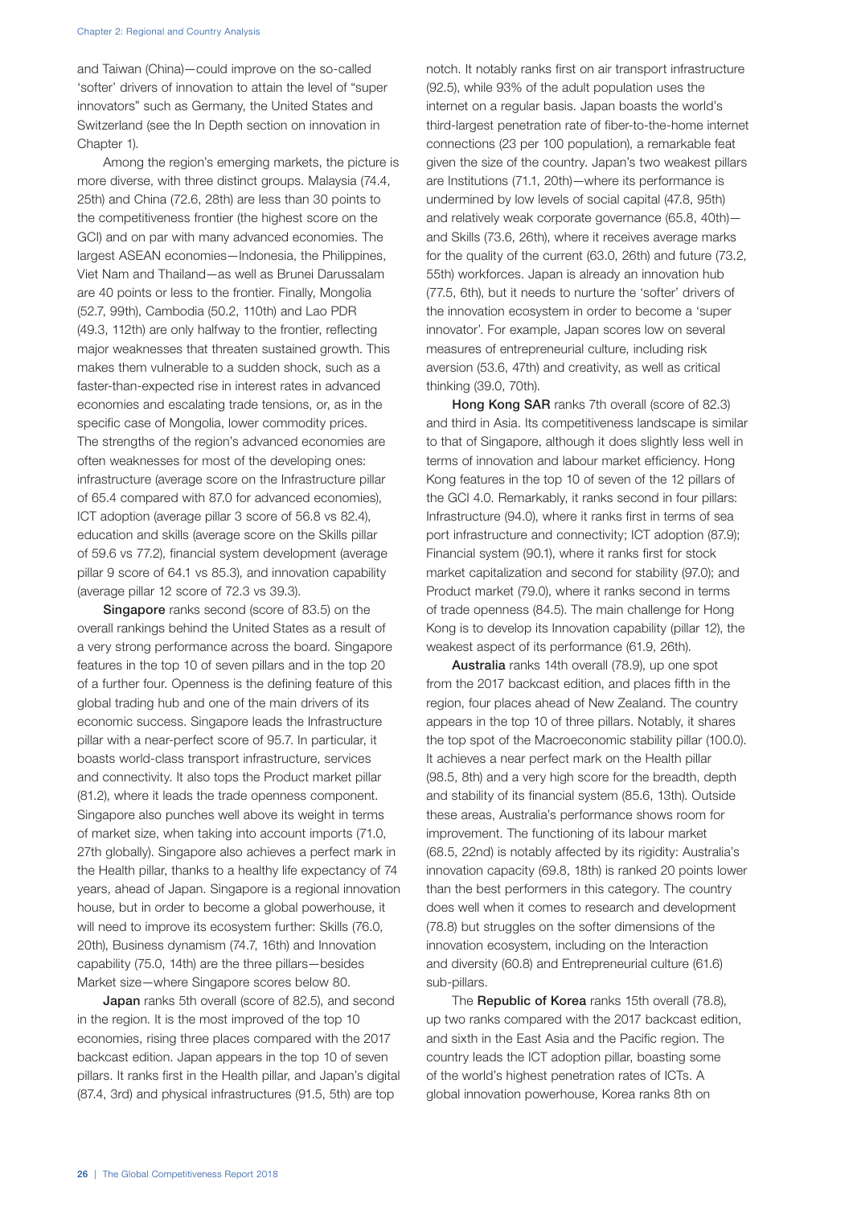and Taiwan (China)—could improve on the so-called 'softer' drivers of innovation to attain the level of "super innovators" such as Germany, the United States and Switzerland (see the In Depth section on innovation in Chapter 1).

Among the region's emerging markets, the picture is more diverse, with three distinct groups. Malaysia (74.4, 25th) and China (72.6, 28th) are less than 30 points to the competitiveness frontier (the highest score on the GCI) and on par with many advanced economies. The largest ASEAN economies—Indonesia, the Philippines, Viet Nam and Thailand—as well as Brunei Darussalam are 40 points or less to the frontier. Finally, Mongolia (52.7, 99th), Cambodia (50.2, 110th) and Lao PDR (49.3, 112th) are only halfway to the frontier, reflecting major weaknesses that threaten sustained growth. This makes them vulnerable to a sudden shock, such as a faster-than-expected rise in interest rates in advanced economies and escalating trade tensions, or, as in the specific case of Mongolia, lower commodity prices. The strengths of the region's advanced economies are often weaknesses for most of the developing ones: infrastructure (average score on the Infrastructure pillar of 65.4 compared with 87.0 for advanced economies), ICT adoption (average pillar 3 score of 56.8 vs 82.4), education and skills (average score on the Skills pillar of 59.6 vs 77.2), financial system development (average pillar 9 score of 64.1 vs 85.3), and innovation capability (average pillar 12 score of 72.3 vs 39.3).

**Singapore** ranks second (score of 83.5) on the overall rankings behind the United States as a result of a very strong performance across the board. Singapore features in the top 10 of seven pillars and in the top 20 of a further four. Openness is the defining feature of this global trading hub and one of the main drivers of its economic success. Singapore leads the Infrastructure pillar with a near-perfect score of 95.7. In particular, it boasts world-class transport infrastructure, services and connectivity. It also tops the Product market pillar (81.2), where it leads the trade openness component. Singapore also punches well above its weight in terms of market size, when taking into account imports (71.0, 27th globally). Singapore also achieves a perfect mark in the Health pillar, thanks to a healthy life expectancy of 74 years, ahead of Japan. Singapore is a regional innovation house, but in order to become a global powerhouse, it will need to improve its ecosystem further: Skills (76.0, 20th), Business dynamism (74.7, 16th) and Innovation capability (75.0, 14th) are the three pillars—besides Market size—where Singapore scores below 80.

**Japan** ranks 5th overall (score of 82.5), and second in the region. It is the most improved of the top 10 economies, rising three places compared with the 2017 backcast edition. Japan appears in the top 10 of seven pillars. It ranks first in the Health pillar, and Japan's digital (87.4, 3rd) and physical infrastructures (91.5, 5th) are top notch. It notably ranks first on air transport infrastructure (92.5), while 93% of the adult population uses the internet on a regular basis. Japan boasts the world's third-largest penetration rate of fiber-to-the-home internet connections (23 per 100 population), a remarkable feat given the size of the country. Japan's two weakest pillars are Institutions (71.1, 20th)—where its performance is undermined by low levels of social capital (47.8, 95th) and relatively weak corporate governance (65.8, 40th)—and Skills (73.6, 26th), where it receives average marks for the quality of the current (63.0, 26th) and future (73.2, 55th) workforces. Japan is already an innovation hub (77.5, 6th), but it needs to nurture the 'softer' drivers of the innovation ecosystem in order to become a 'super innovator'. For example, Japan scores low on several measures of entrepreneurial culture, including risk aversion (53.6, 47th) and creativity, as well as critical thinking (39.0, 70th).

**Hong Kong SAR** ranks 7th overall (score of 82.3) and third in Asia. Its competitiveness landscape is similar to that of Singapore, although it does slightly less well in terms of innovation and labour market efficiency. Hong Kong features in the top 10 of seven of the 12 pillars of the GCI 4.0. Remarkably, it ranks second in four pillars: Infrastructure (94.0), where it ranks first in terms of sea port infrastructure and connectivity; ICT adoption (87.9); Financial system (90.1), where it ranks first for stock market capitalization and second for stability (97.0); and Product market (79.0), where it ranks second in terms of trade openness (84.5). The main challenge for Hong Kong is to develop its Innovation capability (pillar 12), the weakest aspect of its performance (61.9, 26th).

**Australia** ranks 14th overall (78.9), up one spot from the 2017 backcast edition, and places fifth in the region, four places ahead of New Zealand. The country appears in the top 10 of three pillars. Notably, it shares the top spot of the Macroeconomic stability pillar (100.0). It achieves a near perfect mark on the Health pillar (98.5, 8th) and a very high score for the breadth, depth and stability of its financial system (85.6, 13th). Outside these areas, Australia's performance shows room for improvement. The functioning of its labour market (68.5, 22nd) is notably affected by its rigidity: Australia's innovation capacity (69.8, 18th) is ranked 20 points lower than the best performers in this category. The country does well when it comes to research and development (78.8) but struggles on the softer dimensions of the innovation ecosystem, including on the Interaction and diversity (60.8) and Entrepreneurial culture (61.6) sub-pillars.

The **Republic of Korea** ranks 15th overall (78.8), up two ranks compared with the 2017 backcast edition, and sixth in the East Asia and the Pacific region. The country leads the ICT adoption pillar, boasting some of the world's highest penetration rates of ICTs. A global innovation powerhouse, Korea ranks 8th on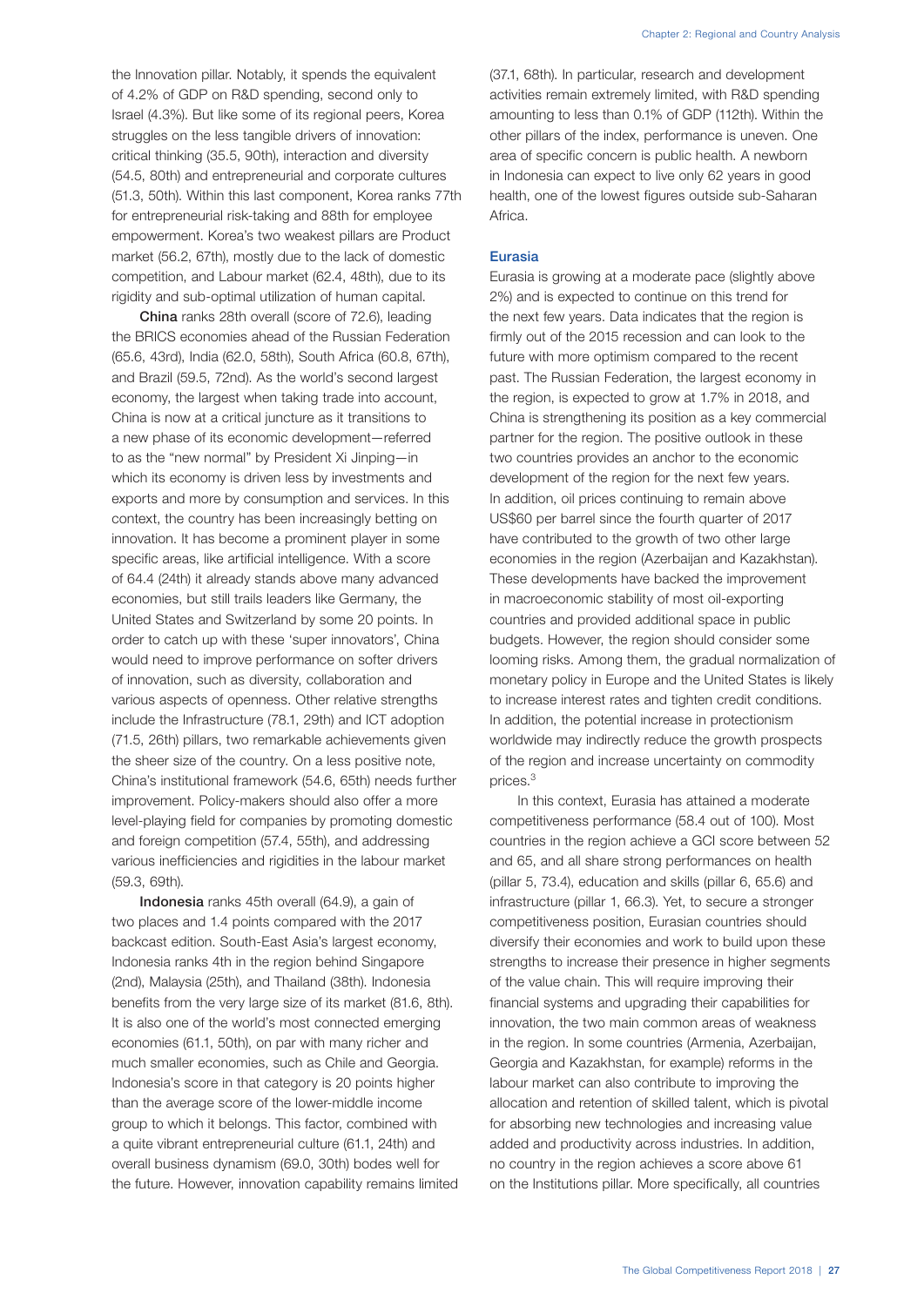the Innovation pillar. Notably, it spends the equivalent of 4.2% of GDP on R&D spending, second only to Israel (4.3%). But like some of its regional peers, Korea struggles on the less tangible drivers of innovation: critical thinking (35.5, 90th), interaction and diversity (54.5, 80th) and entrepreneurial and corporate cultures (51.3, 50th). Within this last component, Korea ranks 77th for entrepreneurial risk-taking and 88th for employee empowerment. Korea's two weakest pillars are Product market (56.2, 67th), mostly due to the lack of domestic competition, and Labour market (62.4, 48th), due to its rigidity and sub-optimal utilization of human capital.

**China** ranks 28th overall (score of 72.6), leading the BRICS economies ahead of the Russian Federation (65.6, 43rd), India (62.0, 58th), South Africa (60.8, 67th), and Brazil (59.5, 72nd). As the world's second largest economy, the largest when taking trade into account, China is now at a critical juncture as it transitions to a new phase of its economic development—referred to as the "new normal" by President Xi Jinping—in which its economy is driven less by investments and exports and more by consumption and services. In this context, the country has been increasingly betting on innovation. It has become a prominent player in some specific areas, like artificial intelligence. With a score of 64.4 (24th) it already stands above many advanced economies, but still trails leaders like Germany, the United States and Switzerland by some 20 points. In order to catch up with these 'super innovators', China would need to improve performance on softer drivers of innovation, such as diversity, collaboration and various aspects of openness. Other relative strengths include the Infrastructure (78.1, 29th) and ICT adoption (71.5, 26th) pillars, two remarkable achievements given the sheer size of the country. On a less positive note, China's institutional framework (54.6, 65th) needs further improvement. Policy-makers should also offer a more level-playing field for companies by promoting domestic and foreign competition (57.4, 55th), and addressing various inefficiencies and rigidities in the labour market (59.3, 69th).

**Indonesia** ranks 45th overall (64.9), a gain of two places and 1.4 points compared with the 2017 backcast edition. South-East Asia's largest economy, Indonesia ranks 4th in the region behind Singapore (2nd), Malaysia (25th), and Thailand (38th). Indonesia benefits from the very large size of its market (81.6, 8th). It is also one of the world's most connected emerging economies (61.1, 50th), on par with many richer and much smaller economies, such as Chile and Georgia. Indonesia's score in that category is 20 points higher than the average score of the lower-middle income group to which it belongs. This factor, combined with a quite vibrant entrepreneurial culture (61.1, 24th) and overall business dynamism (69.0, 30th) bodes well for the future. However, innovation capability remains limited (37.1, 68th). In particular, research and development activities remain extremely limited, with R&D spending amounting to less than 0.1% of GDP (112th). Within the other pillars of the index, performance is uneven. One area of specific concern is public health. A newborn in Indonesia can expect to live only 62 years in good health, one of the lowest figures outside sub-Saharan Africa.

### Eurasia

Eurasia is growing at a moderate pace (slightly above 2%) and is expected to continue on this trend for the next few years. Data indicates that the region is firmly out of the 2015 recession and can look to the future with more optimism compared to the recent past. The Russian Federation, the largest economy in the region, is expected to grow at 1.7% in 2018, and China is strengthening its position as a key commercial partner for the region. The positive outlook in these two countries provides an anchor to the economic development of the region for the next few years. In addition, oil prices continuing to remain above US$60 per barrel since the fourth quarter of 2017 have contributed to the growth of two other large economies in the region (Azerbaijan and Kazakhstan). These developments have backed the improvement in macroeconomic stability of most oil-exporting countries and provided additional space in public budgets. However, the region should consider some looming risks. Among them, the gradual normalization of monetary policy in Europe and the United States is likely to increase interest rates and tighten credit conditions. In addition, the potential increase in protectionism worldwide may indirectly reduce the growth prospects of the region and increase uncertainty on commodity prices.[3]

In this context, Eurasia has attained a moderate competitiveness performance (58.4 out of 100). Most countries in the region achieve a GCI score between 52 and 65, and all share strong performances on health (pillar 5, 73.4), education and skills (pillar 6, 65.6) and infrastructure (pillar 1, 66.3). Yet, to secure a stronger competitiveness position, Eurasian countries should diversify their economies and work to build upon these strengths to increase their presence in higher segments of the value chain. This will require improving their financial systems and upgrading their capabilities for innovation, the two main common areas of weakness in the region. In some countries (Armenia, Azerbaijan, Georgia and Kazakhstan, for example) reforms in the labour market can also contribute to improving the allocation and retention of skilled talent, which is pivotal for absorbing new technologies and increasing value added and productivity across industries. In addition, no country in the region achieves a score above 61 on the Institutions pillar. More specifically, all countries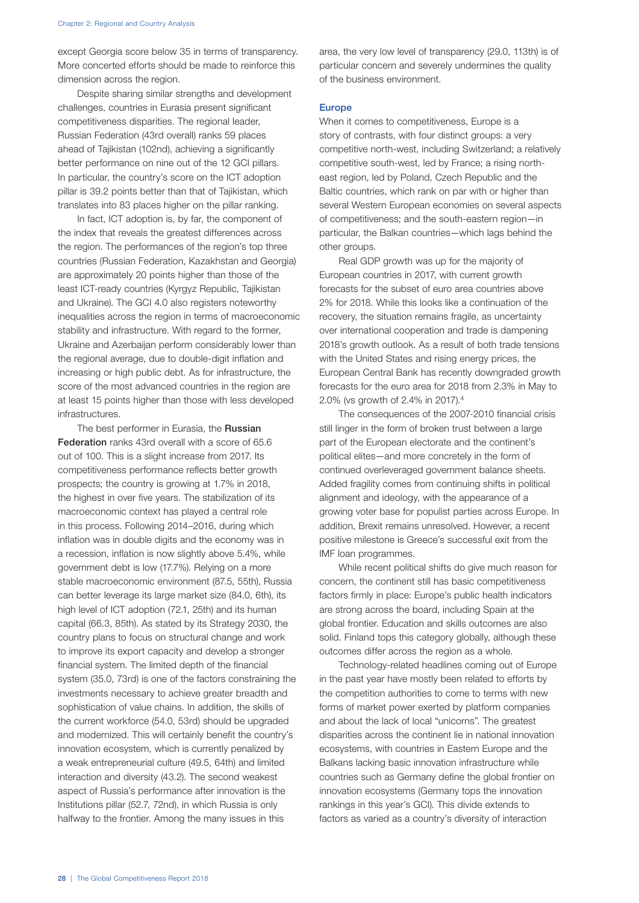except Georgia score below 35 in terms of transparency. More concerted efforts should be made to reinforce this dimension across the region.

Despite sharing similar strengths and development challenges, countries in Eurasia present significant competitiveness disparities. The regional leader, Russian Federation (43rd overall) ranks 59 places ahead of Tajikistan (102nd), achieving a significantly better performance on nine out of the 12 GCI pillars. In particular, the country's score on the ICT adoption pillar is 39.2 points better than that of Tajikistan, which translates into 83 places higher on the pillar ranking.

In fact, ICT adoption is, by far, the component of the index that reveals the greatest differences across the region. The performances of the region's top three countries (Russian Federation, Kazakhstan and Georgia) are approximately 20 points higher than those of the least ICT-ready countries (Kyrgyz Republic, Tajikistan and Ukraine). The GCI 4.0 also registers noteworthy inequalities across the region in terms of macroeconomic stability and infrastructure. With regard to the former, Ukraine and Azerbaijan perform considerably lower than the regional average, due to double-digit inflation and increasing or high public debt. As for infrastructure, the score of the most advanced countries in the region are at least 15 points higher than those with less developed infrastructures.

The best performer in Eurasia, the **Russian Federation** ranks 43rd overall with a score of 65.6 out of 100. This is a slight increase from 2017. Its competitiveness performance reflects better growth prospects; the country is growing at 1.7% in 2018, the highest in over five years. The stabilization of its macroeconomic context has played a central role in this process. Following 2014–2016, during which inflation was in double digits and the economy was in a recession, inflation is now slightly above 5.4%, while government debt is low (17.7%). Relying on a more stable macroeconomic environment (87.5, 55th), Russia can better leverage its large market size (84.0, 6th), its high level of ICT adoption (72.1, 25th) and its human capital (66.3, 85th). As stated by its Strategy 2030, the country plans to focus on structural change and work to improve its export capacity and develop a stronger financial system. The limited depth of the financial system (35.0, 73rd) is one of the factors constraining the investments necessary to achieve greater breadth and sophistication of value chains. In addition, the skills of the current workforce (54.0, 53rd) should be upgraded and modernized. This will certainly benefit the country's innovation ecosystem, which is currently penalized by a weak entrepreneurial culture (49.5, 64th) and limited interaction and diversity (43.2). The second weakest aspect of Russia's performance after innovation is the Institutions pillar (52.7, 72nd), in which Russia is only halfway to the frontier. Among the many issues in this area, the very low level of transparency (29.0, 113th) is of particular concern and severely undermines the quality of the business environment.

### Europe

When it comes to competitiveness, Europe is a story of contrasts, with four distinct groups: a very competitive north-west, including Switzerland; a relatively competitive south-west, led by France; a rising north-east region, led by Poland, Czech Republic and the Baltic countries, which rank on par with or higher than several Western European economies on several aspects of competitiveness; and the south-eastern region—in particular, the Balkan countries—which lags behind the other groups.

Real GDP growth was up for the majority of European countries in 2017, with current growth forecasts for the subset of euro area countries above 2% for 2018. While this looks like a continuation of the recovery, the situation remains fragile, as uncertainty over international cooperation and trade is dampening 2018's growth outlook. As a result of both trade tensions with the United States and rising energy prices, the European Central Bank has recently downgraded growth forecasts for the euro area for 2018 from 2.3% in May to 2.0% (vs growth of 2.4% in 2017).[4]

The consequences of the 2007-2010 financial crisis still linger in the form of broken trust between a large part of the European electorate and the continent's political elites—and more concretely in the form of continued overleveraged government balance sheets. Added fragility comes from continuing shifts in political alignment and ideology, with the appearance of a growing voter base for populist parties across Europe. In addition, Brexit remains unresolved. However, a recent positive milestone is Greece's successful exit from the IMF loan programmes.

While recent political shifts do give much reason for concern, the continent still has basic competitiveness factors firmly in place: Europe's public health indicators are strong across the board, including Spain at the global frontier. Education and skills outcomes are also solid. Finland tops this category globally, although these outcomes differ across the region as a whole.

Technology-related headlines coming out of Europe in the past year have mostly been related to efforts by the competition authorities to come to terms with new forms of market power exerted by platform companies and about the lack of local "unicorns". The greatest disparities across the continent lie in national innovation ecosystems, with countries in Eastern Europe and the Balkans lacking basic innovation infrastructure while countries such as Germany define the global frontier on innovation ecosystems (Germany tops the innovation rankings in this year's GCI). This divide extends to factors as varied as a country's diversity of interaction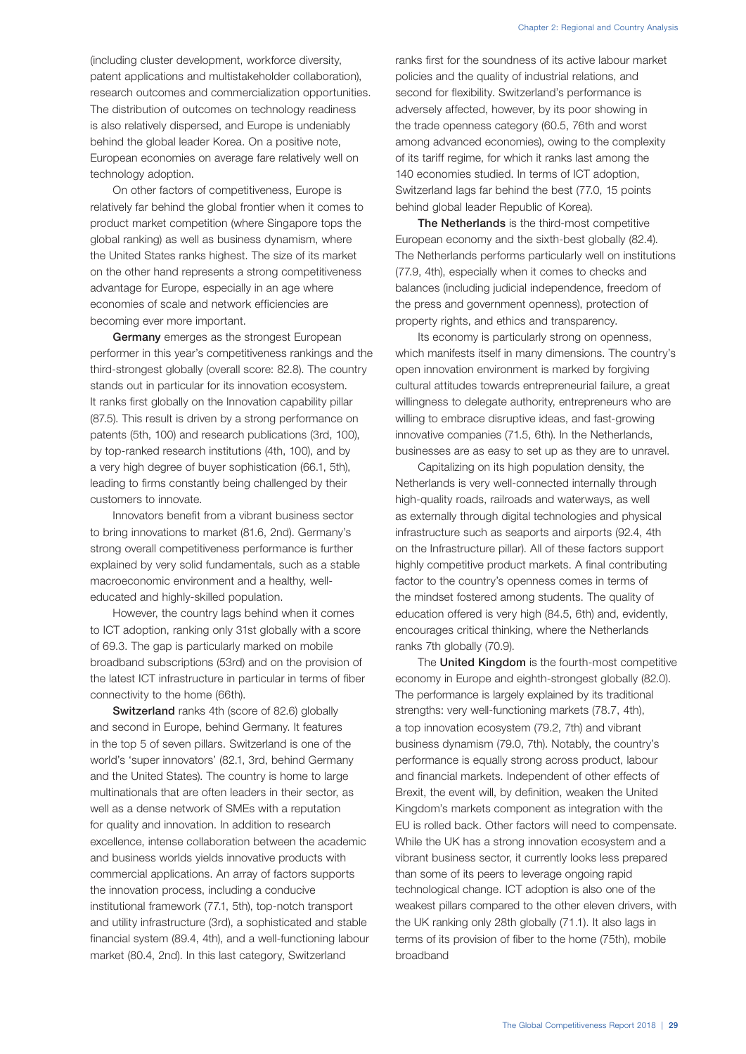(including cluster development, workforce diversity, patent applications and multistakeholder collaboration), research outcomes and commercialization opportunities. The distribution of outcomes on technology readiness is also relatively dispersed, and Europe is undeniably behind the global leader Korea. On a positive note, European economies on average fare relatively well on technology adoption.

On other factors of competitiveness, Europe is relatively far behind the global frontier when it comes to product market competition (where Singapore tops the global ranking) as well as business dynamism, where the United States ranks highest. The size of its market on the other hand represents a strong competitiveness advantage for Europe, especially in an age where economies of scale and network efficiencies are becoming ever more important.

**Germany** emerges as the strongest European performer in this year's competitiveness rankings and the third-strongest globally (overall score: 82.8). The country stands out in particular for its innovation ecosystem. It ranks first globally on the Innovation capability pillar (87.5). This result is driven by a strong performance on patents (5th, 100) and research publications (3rd, 100), by top-ranked research institutions (4th, 100), and by a very high degree of buyer sophistication (66.1, 5th), leading to firms constantly being challenged by their customers to innovate.

Innovators benefit from a vibrant business sector to bring innovations to market (81.6, 2nd). Germany's strong overall competitiveness performance is further explained by very solid fundamentals, such as a stable macroeconomic environment and a healthy, well-educated and highly-skilled population.

However, the country lags behind when it comes to ICT adoption, ranking only 31st globally with a score of 69.3. The gap is particularly marked on mobile broadband subscriptions (53rd) and on the provision of the latest ICT infrastructure in particular in terms of fiber connectivity to the home (66th).

**Switzerland** ranks 4th (score of 82.6) globally and second in Europe, behind Germany. It features in the top 5 of seven pillars. Switzerland is one of the world's 'super innovators' (82.1, 3rd, behind Germany and the United States). The country is home to large multinationals that are often leaders in their sector, as well as a dense network of SMEs with a reputation for quality and innovation. In addition to research excellence, intense collaboration between the academic and business worlds yields innovative products with commercial applications. An array of factors supports the innovation process, including a conducive institutional framework (77.1, 5th), top-notch transport and utility infrastructure (3rd), a sophisticated and stable financial system (89.4, 4th), and a well-functioning labour market (80.4, 2nd). In this last category, Switzerland ranks first for the soundness of its active labour market policies and the quality of industrial relations, and second for flexibility. Switzerland's performance is adversely affected, however, by its poor showing in the trade openness category (60.5, 76th and worst among advanced economies), owing to the complexity of its tariff regime, for which it ranks last among the 140 economies studied. In terms of ICT adoption, Switzerland lags far behind the best (77.0, 15 points behind global leader Republic of Korea).

**The Netherlands** is the third-most competitive European economy and the sixth-best globally (82.4). The Netherlands performs particularly well on institutions (77.9, 4th), especially when it comes to checks and balances (including judicial independence, freedom of the press and government openness), protection of property rights, and ethics and transparency.

Its economy is particularly strong on openness, which manifests itself in many dimensions. The country's open innovation environment is marked by forgiving cultural attitudes towards entrepreneurial failure, a great willingness to delegate authority, entrepreneurs who are willing to embrace disruptive ideas, and fast-growing innovative companies (71.5, 6th). In the Netherlands, businesses are as easy to set up as they are to unravel.

Capitalizing on its high population density, the Netherlands is very well-connected internally through high-quality roads, railroads and waterways, as well as externally through digital technologies and physical infrastructure such as seaports and airports (92.4, 4th on the Infrastructure pillar). All of these factors support highly competitive product markets. A final contributing factor to the country's openness comes in terms of the mindset fostered among students. The quality of education offered is very high (84.5, 6th) and, evidently, encourages critical thinking, where the Netherlands ranks 7th globally (70.9).

The **United Kingdom** is the fourth-most competitive economy in Europe and eighth-strongest globally (82.0). The performance is largely explained by its traditional strengths: very well-functioning markets (78.7, 4th), a top innovation ecosystem (79.2, 7th) and vibrant business dynamism (79.0, 7th). Notably, the country's performance is equally strong across product, labour and financial markets. Independent of other effects of Brexit, the event will, by definition, weaken the United Kingdom's markets component as integration with the EU is rolled back. Other factors will need to compensate. While the UK has a strong innovation ecosystem and a vibrant business sector, it currently looks less prepared than some of its peers to leverage ongoing rapid technological change. ICT adoption is also one of the weakest pillars compared to the other eleven drivers, with the UK ranking only 28th globally (71.1). It also lags in terms of its provision of fiber to the home (75th), mobile broadband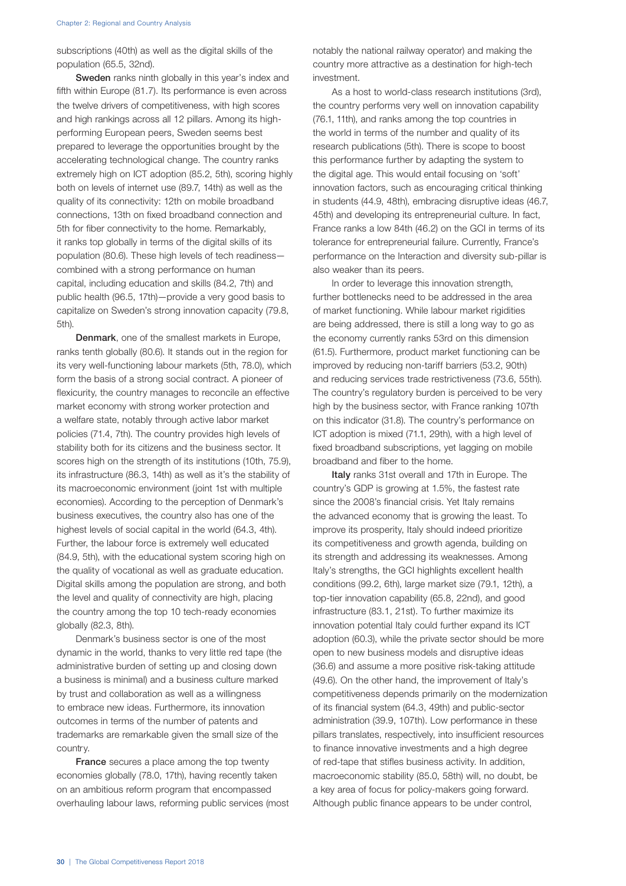subscriptions (40th) as well as the digital skills of the population (65.5, 32nd).

**Sweden** ranks ninth globally in this year's index and fifth within Europe (81.7). Its performance is even across the twelve drivers of competitiveness, with high scores and high rankings across all 12 pillars. Among its high-performing European peers, Sweden seems best prepared to leverage the opportunities brought by the accelerating technological change. The country ranks extremely high on ICT adoption (85.2, 5th), scoring highly both on levels of internet use (89.7, 14th) as well as the quality of its connectivity: 12th on mobile broadband connections, 13th on fixed broadband connection and 5th for fiber connectivity to the home. Remarkably, it ranks top globally in terms of the digital skills of its population (80.6). These high levels of tech readiness—combined with a strong performance on human capital, including education and skills (84.2, 7th) and public health (96.5, 17th)—provide a very good basis to capitalize on Sweden's strong innovation capacity (79.8, 5th).

**Denmark**, one of the smallest markets in Europe, ranks tenth globally (80.6). It stands out in the region for its very well-functioning labour markets (5th, 78.0), which form the basis of a strong social contract. A pioneer of flexicurity, the country manages to reconcile an effective market economy with strong worker protection and a welfare state, notably through active labor market policies (71.4, 7th). The country provides high levels of stability both for its citizens and the business sector. It scores high on the strength of its institutions (10th, 75.9), its infrastructure (86.3, 14th) as well as it's the stability of its macroeconomic environment (joint 1st with multiple economies). According to the perception of Denmark's business executives, the country also has one of the highest levels of social capital in the world (64.3, 4th). Further, the labour force is extremely well educated (84.9, 5th), with the educational system scoring high on the quality of vocational as well as graduate education. Digital skills among the population are strong, and both the level and quality of connectivity are high, placing the country among the top 10 tech-ready economies globally (82.3, 8th).

Denmark's business sector is one of the most dynamic in the world, thanks to very little red tape (the administrative burden of setting up and closing down a business is minimal) and a business culture marked by trust and collaboration as well as a willingness to embrace new ideas. Furthermore, its innovation outcomes in terms of the number of patents and trademarks are remarkable given the small size of the country.

**France** secures a place among the top twenty economies globally (78.0, 17th), having recently taken on an ambitious reform program that encompassed overhauling labour laws, reforming public services (most notably the national railway operator) and making the country more attractive as a destination for high-tech investment.

As a host to world-class research institutions (3rd), the country performs very well on innovation capability (76.1, 11th), and ranks among the top countries in the world in terms of the number and quality of its research publications (5th). There is scope to boost this performance further by adapting the system to the digital age. This would entail focusing on 'soft' innovation factors, such as encouraging critical thinking in students (44.9, 48th), embracing disruptive ideas (46.7, 45th) and developing its entrepreneurial culture. In fact, France ranks a low 84th (46.2) on the GCI in terms of its tolerance for entrepreneurial failure. Currently, France's performance on the Interaction and diversity sub-pillar is also weaker than its peers.

In order to leverage this innovation strength, further bottlenecks need to be addressed in the area of market functioning. While labour market rigidities are being addressed, there is still a long way to go as the economy currently ranks 53rd on this dimension (61.5). Furthermore, product market functioning can be improved by reducing non-tariff barriers (53.2, 90th) and reducing services trade restrictiveness (73.6, 55th). The country's regulatory burden is perceived to be very high by the business sector, with France ranking 107th on this indicator (31.8). The country's performance on ICT adoption is mixed (71.1, 29th), with a high level of fixed broadband subscriptions, yet lagging on mobile broadband and fiber to the home.

**Italy** ranks 31st overall and 17th in Europe. The country's GDP is growing at 1.5%, the fastest rate since the 2008's financial crisis. Yet Italy remains the advanced economy that is growing the least. To improve its prosperity, Italy should indeed prioritize its competitiveness and growth agenda, building on its strength and addressing its weaknesses. Among Italy's strengths, the GCI highlights excellent health conditions (99.2, 6th), large market size (79.1, 12th), a top-tier innovation capability (65.8, 22nd), and good infrastructure (83.1, 21st). To further maximize its innovation potential Italy could further expand its ICT adoption (60.3), while the private sector should be more open to new business models and disruptive ideas (36.6) and assume a more positive risk-taking attitude (49.6). On the other hand, the improvement of Italy's competitiveness depends primarily on the modernization of its financial system (64.3, 49th) and public-sector administration (39.9, 107th). Low performance in these pillars translates, respectively, into insufficient resources to finance innovative investments and a high degree of red-tape that stifles business activity. In addition, macroeconomic stability (85.0, 58th) will, no doubt, be a key area of focus for policy-makers going forward. Although public finance appears to be under control,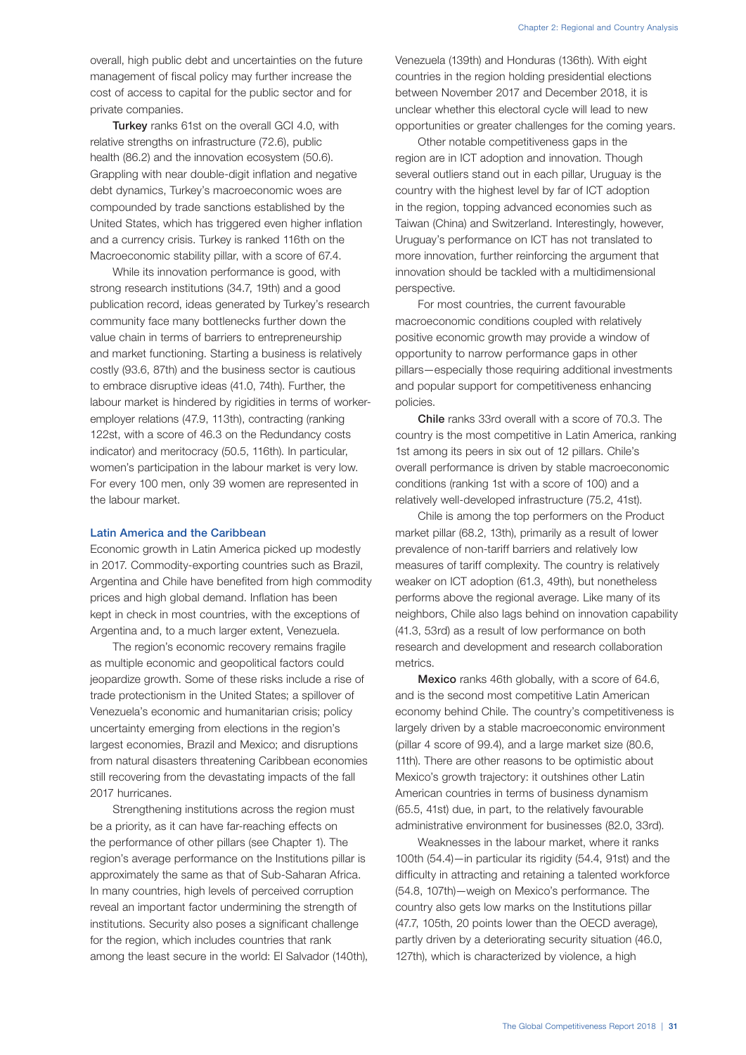overall, high public debt and uncertainties on the future management of fiscal policy may further increase the cost of access to capital for the public sector and for private companies.

**Turkey** ranks 61st on the overall GCI 4.0, with relative strengths on infrastructure (72.6), public health (86.2) and the innovation ecosystem (50.6). Grappling with near double-digit inflation and negative debt dynamics, Turkey's macroeconomic woes are compounded by trade sanctions established by the United States, which has triggered even higher inflation and a currency crisis. Turkey is ranked 116th on the Macroeconomic stability pillar, with a score of 67.4.

While its innovation performance is good, with strong research institutions (34.7, 19th) and a good publication record, ideas generated by Turkey's research community face many bottlenecks further down the value chain in terms of barriers to entrepreneurship and market functioning. Starting a business is relatively costly (93.6, 87th) and the business sector is cautious to embrace disruptive ideas (41.0, 74th). Further, the labour market is hindered by rigidities in terms of worker-employer relations (47.9, 113th), contracting (ranking 122st, with a score of 46.3 on the Redundancy costs indicator) and meritocracy (50.5, 116th). In particular, women's participation in the labour market is very low. For every 100 men, only 39 women are represented in the labour market.

### Latin America and the Caribbean

Economic growth in Latin America picked up modestly in 2017. Commodity-exporting countries such as Brazil, Argentina and Chile have benefited from high commodity prices and high global demand. Inflation has been kept in check in most countries, with the exceptions of Argentina and, to a much larger extent, Venezuela.

The region's economic recovery remains fragile as multiple economic and geopolitical factors could jeopardize growth. Some of these risks include a rise of trade protectionism in the United States; a spillover of Venezuela's economic and humanitarian crisis; policy uncertainty emerging from elections in the region's largest economies, Brazil and Mexico; and disruptions from natural disasters threatening Caribbean economies still recovering from the devastating impacts of the fall 2017 hurricanes.

Strengthening institutions across the region must be a priority, as it can have far-reaching effects on the performance of other pillars (see Chapter 1). The region's average performance on the Institutions pillar is approximately the same as that of Sub-Saharan Africa. In many countries, high levels of perceived corruption reveal an important factor undermining the strength of institutions. Security also poses a significant challenge for the region, which includes countries that rank among the least secure in the world: El Salvador (140th), Venezuela (139th) and Honduras (136th). With eight countries in the region holding presidential elections between November 2017 and December 2018, it is unclear whether this electoral cycle will lead to new opportunities or greater challenges for the coming years.

Other notable competitiveness gaps in the region are in ICT adoption and innovation. Though several outliers stand out in each pillar, Uruguay is the country with the highest level by far of ICT adoption in the region, topping advanced economies such as Taiwan (China) and Switzerland. Interestingly, however, Uruguay's performance on ICT has not translated to more innovation, further reinforcing the argument that innovation should be tackled with a multidimensional perspective.

For most countries, the current favourable macroeconomic conditions coupled with relatively positive economic growth may provide a window of opportunity to narrow performance gaps in other pillars—especially those requiring additional investments and popular support for competitiveness enhancing policies.

**Chile** ranks 33rd overall with a score of 70.3. The country is the most competitive in Latin America, ranking 1st among its peers in six out of 12 pillars. Chile's overall performance is driven by stable macroeconomic conditions (ranking 1st with a score of 100) and a relatively well-developed infrastructure (75.2, 41st).

Chile is among the top performers on the Product market pillar (68.2, 13th), primarily as a result of lower prevalence of non-tariff barriers and relatively low measures of tariff complexity. The country is relatively weaker on ICT adoption (61.3, 49th), but nonetheless performs above the regional average. Like many of its neighbors, Chile also lags behind on innovation capability (41.3, 53rd) as a result of low performance on both research and development and research collaboration metrics.

**Mexico** ranks 46th globally, with a score of 64.6, and is the second most competitive Latin American economy behind Chile. The country's competitiveness is largely driven by a stable macroeconomic environment (pillar 4 score of 99.4), and a large market size (80.6, 11th). There are other reasons to be optimistic about Mexico's growth trajectory: it outshines other Latin American countries in terms of business dynamism (65.5, 41st) due, in part, to the relatively favourable administrative environment for businesses (82.0, 33rd).

Weaknesses in the labour market, where it ranks 100th (54.4)—in particular its rigidity (54.4, 91st) and the difficulty in attracting and retaining a talented workforce (54.8, 107th)—weigh on Mexico's performance. The country also gets low marks on the Institutions pillar (47.7, 105th, 20 points lower than the OECD average), partly driven by a deteriorating security situation (46.0, 127th), which is characterized by violence, a high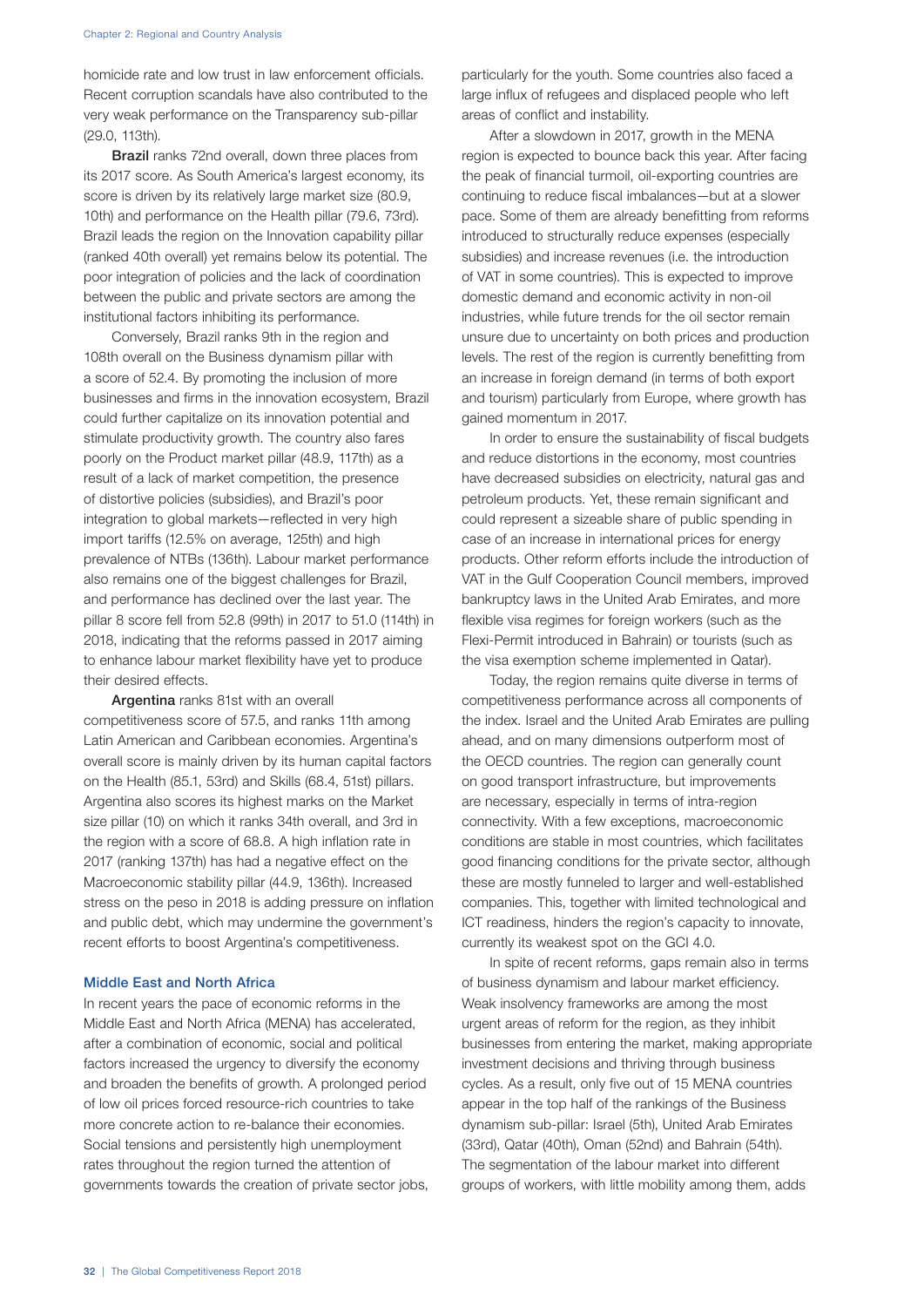homicide rate and low trust in law enforcement officials. Recent corruption scandals have also contributed to the very weak performance on the Transparency sub-pillar (29.0, 113th).

**Brazil** ranks 72nd overall, down three places from its 2017 score. As South America's largest economy, its score is driven by its relatively large market size (80.9, 10th) and performance on the Health pillar (79.6, 73rd). Brazil leads the region on the Innovation capability pillar (ranked 40th overall) yet remains below its potential. The poor integration of policies and the lack of coordination between the public and private sectors are among the institutional factors inhibiting its performance.

Conversely, Brazil ranks 9th in the region and 108th overall on the Business dynamism pillar with a score of 52.4. By promoting the inclusion of more businesses and firms in the innovation ecosystem, Brazil could further capitalize on its innovation potential and stimulate productivity growth. The country also fares poorly on the Product market pillar (48.9, 117th) as a result of a lack of market competition, the presence of distortive policies (subsidies), and Brazil's poor integration to global markets—reflected in very high import tariffs (12.5% on average, 125th) and high prevalence of NTBs (136th). Labour market performance also remains one of the biggest challenges for Brazil, and performance has declined over the last year. The pillar 8 score fell from 52.8 (99th) in 2017 to 51.0 (114th) in 2018, indicating that the reforms passed in 2017 aiming to enhance labour market flexibility have yet to produce their desired effects.

**Argentina** ranks 81st with an overall competitiveness score of 57.5, and ranks 11th among Latin American and Caribbean economies. Argentina's overall score is mainly driven by its human capital factors on the Health (85.1, 53rd) and Skills (68.4, 51st) pillars. Argentina also scores its highest marks on the Market size pillar (10) on which it ranks 34th overall, and 3rd in the region with a score of 68.8. A high inflation rate in 2017 (ranking 137th) has had a negative effect on the Macroeconomic stability pillar (44.9, 136th). Increased stress on the peso in 2018 is adding pressure on inflation and public debt, which may undermine the government's recent efforts to boost Argentina's competitiveness.

### Middle East and North Africa

In recent years the pace of economic reforms in the Middle East and North Africa (MENA) has accelerated, after a combination of economic, social and political factors increased the urgency to diversify the economy and broaden the benefits of growth. A prolonged period of low oil prices forced resource-rich countries to take more concrete action to re-balance their economies. Social tensions and persistently high unemployment rates throughout the region turned the attention of governments towards the creation of private sector jobs, particularly for the youth. Some countries also faced a large influx of refugees and displaced people who left areas of conflict and instability.

After a slowdown in 2017, growth in the MENA region is expected to bounce back this year. After facing the peak of financial turmoil, oil-exporting countries are continuing to reduce fiscal imbalances—but at a slower pace. Some of them are already benefitting from reforms introduced to structurally reduce expenses (especially subsidies) and increase revenues (i.e. the introduction of VAT in some countries). This is expected to improve domestic demand and economic activity in non-oil industries, while future trends for the oil sector remain unsure due to uncertainty on both prices and production levels. The rest of the region is currently benefitting from an increase in foreign demand (in terms of both export and tourism) particularly from Europe, where growth has gained momentum in 2017.

In order to ensure the sustainability of fiscal budgets and reduce distortions in the economy, most countries have decreased subsidies on electricity, natural gas and petroleum products. Yet, these remain significant and could represent a sizeable share of public spending in case of an increase in international prices for energy products. Other reform efforts include the introduction of VAT in the Gulf Cooperation Council members, improved bankruptcy laws in the United Arab Emirates, and more flexible visa regimes for foreign workers (such as the Flexi-Permit introduced in Bahrain) or tourists (such as the visa exemption scheme implemented in Qatar).

Today, the region remains quite diverse in terms of competitiveness performance across all components of the index. Israel and the United Arab Emirates are pulling ahead, and on many dimensions outperform most of the OECD countries. The region can generally count on good transport infrastructure, but improvements are necessary, especially in terms of intra-region connectivity. With a few exceptions, macroeconomic conditions are stable in most countries, which facilitates good financing conditions for the private sector, although these are mostly funneled to larger and well-established companies. This, together with limited technological and ICT readiness, hinders the region's capacity to innovate, currently its weakest spot on the GCI 4.0.

In spite of recent reforms, gaps remain also in terms of business dynamism and labour market efficiency. Weak insolvency frameworks are among the most urgent areas of reform for the region, as they inhibit businesses from entering the market, making appropriate investment decisions and thriving through business cycles. As a result, only five out of 15 MENA countries appear in the top half of the rankings of the Business dynamism sub-pillar: Israel (5th), United Arab Emirates (33rd), Qatar (40th), Oman (52nd) and Bahrain (54th). The segmentation of the labour market into different groups of workers, with little mobility among them, adds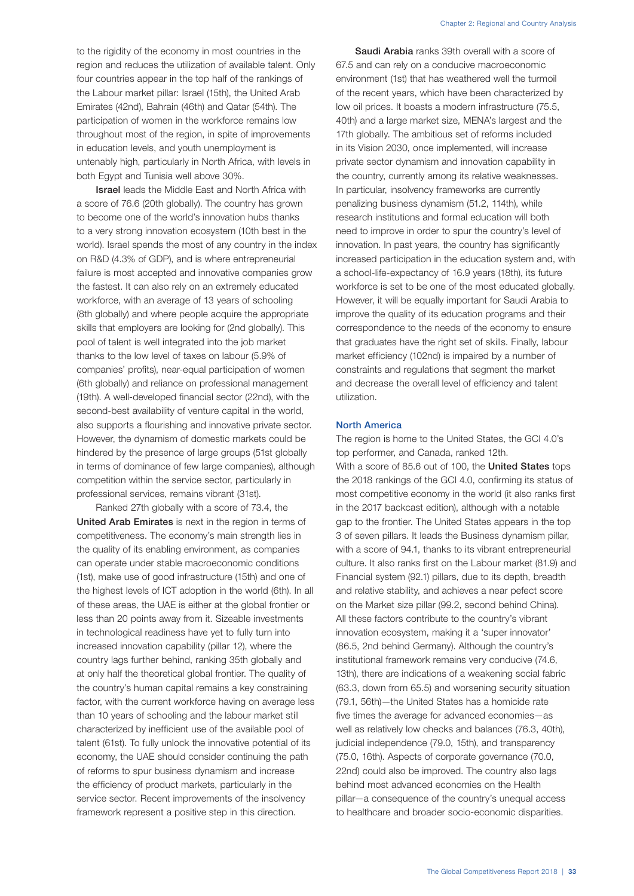to the rigidity of the economy in most countries in the region and reduces the utilization of available talent. Only four countries appear in the top half of the rankings of the Labour market pillar: Israel (15th), the United Arab Emirates (42nd), Bahrain (46th) and Qatar (54th). The participation of women in the workforce remains low throughout most of the region, in spite of improvements in education levels, and youth unemployment is untenably high, particularly in North Africa, with levels in both Egypt and Tunisia well above 30%.

**Israel** leads the Middle East and North Africa with a score of 76.6 (20th globally). The country has grown to become one of the world's innovation hubs thanks to a very strong innovation ecosystem (10th best in the world). Israel spends the most of any country in the index on R&D (4.3% of GDP), and is where entrepreneurial failure is most accepted and innovative companies grow the fastest. It can also rely on an extremely educated workforce, with an average of 13 years of schooling (8th globally) and where people acquire the appropriate skills that employers are looking for (2nd globally). This pool of talent is well integrated into the job market thanks to the low level of taxes on labour (5.9% of companies' profits), near-equal participation of women (6th globally) and reliance on professional management (19th). A well-developed financial sector (22nd), with the second-best availability of venture capital in the world, also supports a flourishing and innovative private sector. However, the dynamism of domestic markets could be hindered by the presence of large groups (51st globally in terms of dominance of few large companies), although competition within the service sector, particularly in professional services, remains vibrant (31st).

Ranked 27th globally with a score of 73.4, the **United Arab Emirates** is next in the region in terms of competitiveness. The economy's main strength lies in the quality of its enabling environment, as companies can operate under stable macroeconomic conditions (1st), make use of good infrastructure (15th) and one of the highest levels of ICT adoption in the world (6th). In all of these areas, the UAE is either at the global frontier or less than 20 points away from it. Sizeable investments in technological readiness have yet to fully turn into increased innovation capability (pillar 12), where the country lags further behind, ranking 35th globally and at only half the theoretical global frontier. The quality of the country's human capital remains a key constraining factor, with the current workforce having on average less than 10 years of schooling and the labour market still characterized by inefficient use of the available pool of talent (61st). To fully unlock the innovative potential of its economy, the UAE should consider continuing the path of reforms to spur business dynamism and increase the efficiency of product markets, particularly in the service sector. Recent improvements of the insolvency framework represent a positive step in this direction.

**Saudi Arabia** ranks 39th overall with a score of 67.5 and can rely on a conducive macroeconomic environment (1st) that has weathered well the turmoil of the recent years, which have been characterized by low oil prices. It boasts a modern infrastructure (75.5, 40th) and a large market size, MENA's largest and the 17th globally. The ambitious set of reforms included in its Vision 2030, once implemented, will increase private sector dynamism and innovation capability in the country, currently among its relative weaknesses. In particular, insolvency frameworks are currently penalizing business dynamism (51.2, 114th), while research institutions and formal education will both need to improve in order to spur the country's level of innovation. In past years, the country has significantly increased participation in the education system and, with a school-life-expectancy of 16.9 years (18th), its future workforce is set to be one of the most educated globally. However, it will be equally important for Saudi Arabia to improve the quality of its education programs and their correspondence to the needs of the economy to ensure that graduates have the right set of skills. Finally, labour market efficiency (102nd) is impaired by a number of constraints and regulations that segment the market and decrease the overall level of efficiency and talent utilization.

### North America

The region is home to the United States, the GCI 4.0's top performer, and Canada, ranked 12th.

With a score of 85.6 out of 100, the **United States** tops the 2018 rankings of the GCI 4.0, confirming its status of most competitive economy in the world (it also ranks first in the 2017 backcast edition), although with a notable gap to the frontier. The United States appears in the top 3 of seven pillars. It leads the Business dynamism pillar, with a score of 94.1, thanks to its vibrant entrepreneurial culture. It also ranks first on the Labour market (81.9) and Financial system (92.1) pillars, due to its depth, breadth and relative stability, and achieves a near pefect score on the Market size pillar (99.2, second behind China). All these factors contribute to the country's vibrant innovation ecosystem, making it a 'super innovator' (86.5, 2nd behind Germany). Although the country's institutional framework remains very conducive (74.6, 13th), there are indications of a weakening social fabric (63.3, down from 65.5) and worsening security situation (79.1, 56th)—the United States has a homicide rate five times the average for advanced economies—as well as relatively low checks and balances (76.3, 40th), judicial independence (79.0, 15th), and transparency (75.0, 16th). Aspects of corporate governance (70.0, 22nd) could also be improved. The country also lags behind most advanced economies on the Health pillar—a consequence of the country's unequal access to healthcare and broader socio-economic disparities.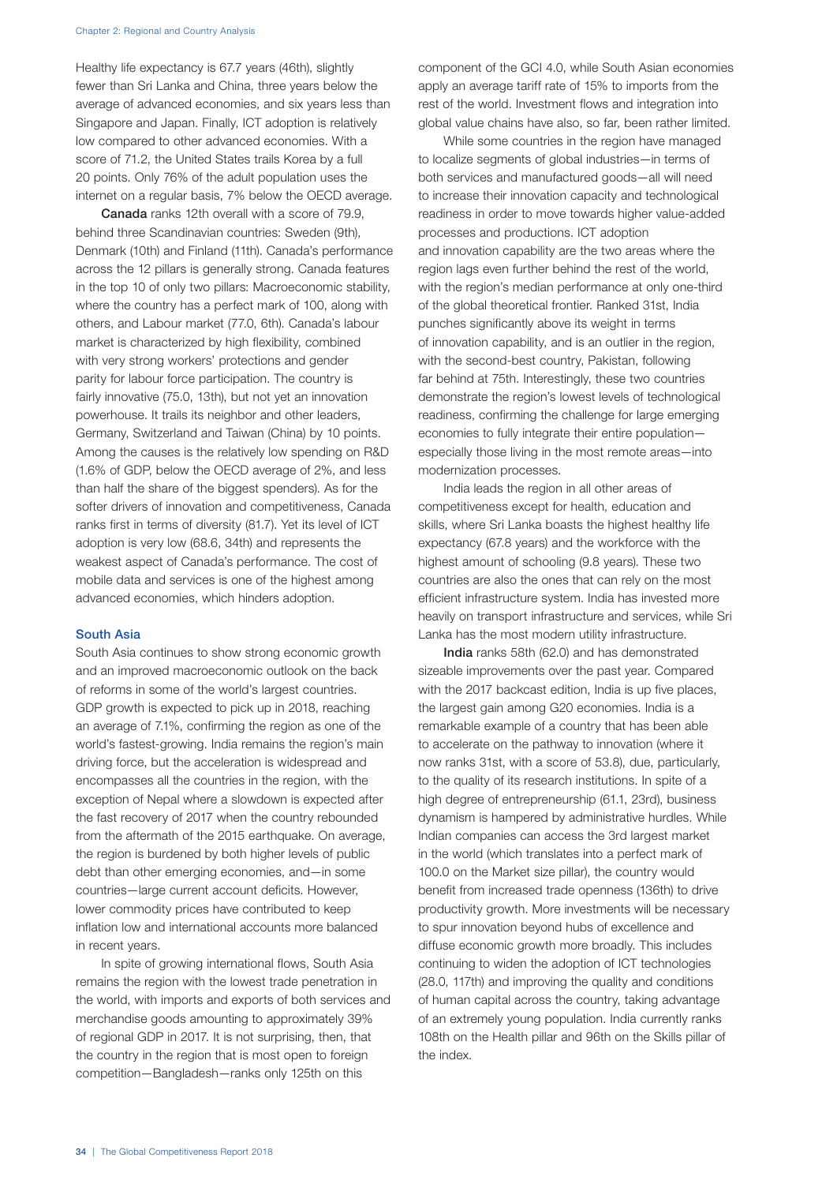Healthy life expectancy is 67.7 years (46th), slightly fewer than Sri Lanka and China, three years below the average of advanced economies, and six years less than Singapore and Japan. Finally, ICT adoption is relatively low compared to other advanced economies. With a score of 71.2, the United States trails Korea by a full 20 points. Only 76% of the adult population uses the internet on a regular basis, 7% below the OECD average.

**Canada** ranks 12th overall with a score of 79.9, behind three Scandinavian countries: Sweden (9th), Denmark (10th) and Finland (11th). Canada's performance across the 12 pillars is generally strong. Canada features in the top 10 of only two pillars: Macroeconomic stability, where the country has a perfect mark of 100, along with others, and Labour market (77.0, 6th). Canada's labour market is characterized by high flexibility, combined with very strong workers' protections and gender parity for labour force participation. The country is fairly innovative (75.0, 13th), but not yet an innovation powerhouse. It trails its neighbor and other leaders, Germany, Switzerland and Taiwan (China) by 10 points. Among the causes is the relatively low spending on R&D (1.6% of GDP, below the OECD average of 2%, and less than half the share of the biggest spenders). As for the softer drivers of innovation and competitiveness, Canada ranks first in terms of diversity (81.7). Yet its level of ICT adoption is very low (68.6, 34th) and represents the weakest aspect of Canada's performance. The cost of mobile data and services is one of the highest among advanced economies, which hinders adoption.

## South Asia

South Asia continues to show strong economic growth and an improved macroeconomic outlook on the back of reforms in some of the world's largest countries. GDP growth is expected to pick up in 2018, reaching an average of 7.1%, confirming the region as one of the world's fastest-growing. India remains the region's main driving force, but the acceleration is widespread and encompasses all the countries in the region, with the exception of Nepal where a slowdown is expected after the fast recovery of 2017 when the country rebounded from the aftermath of the 2015 earthquake. On average, the region is burdened by both higher levels of public debt than other emerging economies, and—in some countries—large current account deficits. However, lower commodity prices have contributed to keep inflation low and international accounts more balanced in recent years.

In spite of growing international flows, South Asia remains the region with the lowest trade penetration in the world, with imports and exports of both services and merchandise goods amounting to approximately 39% of regional GDP in 2017. It is not surprising, then, that the country in the region that is most open to foreign competition—Bangladesh—ranks only 125th on this component of the GCI 4.0, while South Asian economies apply an average tariff rate of 15% to imports from the rest of the world. Investment flows and integration into global value chains have also, so far, been rather limited.

While some countries in the region have managed to localize segments of global industries—in terms of both services and manufactured goods—all will need to increase their innovation capacity and technological readiness in order to move towards higher value-added processes and productions. ICT adoption and innovation capability are the two areas where the region lags even further behind the rest of the world, with the region's median performance at only one-third of the global theoretical frontier. Ranked 31st, India punches significantly above its weight in terms of innovation capability, and is an outlier in the region, with the second-best country, Pakistan, following far behind at 75th. Interestingly, these two countries demonstrate the region's lowest levels of technological readiness, confirming the challenge for large emerging economies to fully integrate their entire population—especially those living in the most remote areas—into modernization processes.

India leads the region in all other areas of competitiveness except for health, education and skills, where Sri Lanka boasts the highest healthy life expectancy (67.8 years) and the workforce with the highest amount of schooling (9.8 years). These two countries are also the ones that can rely on the most efficient infrastructure system. India has invested more heavily on transport infrastructure and services, while Sri Lanka has the most modern utility infrastructure.

**India** ranks 58th (62.0) and has demonstrated sizeable improvements over the past year. Compared with the 2017 backcast edition, India is up five places, the largest gain among G20 economies. India is a remarkable example of a country that has been able to accelerate on the pathway to innovation (where it now ranks 31st, with a score of 53.8), due, particularly, to the quality of its research institutions. In spite of a high degree of entrepreneurship (61.1, 23rd), business dynamism is hampered by administrative hurdles. While Indian companies can access the 3rd largest market in the world (which translates into a perfect mark of 100.0 on the Market size pillar), the country would benefit from increased trade openness (136th) to drive productivity growth. More investments will be necessary to spur innovation beyond hubs of excellence and diffuse economic growth more broadly. This includes continuing to widen the adoption of ICT technologies (28.0, 117th) and improving the quality and conditions of human capital across the country, taking advantage of an extremely young population. India currently ranks 108th on the Health pillar and 96th on the Skills pillar of the index.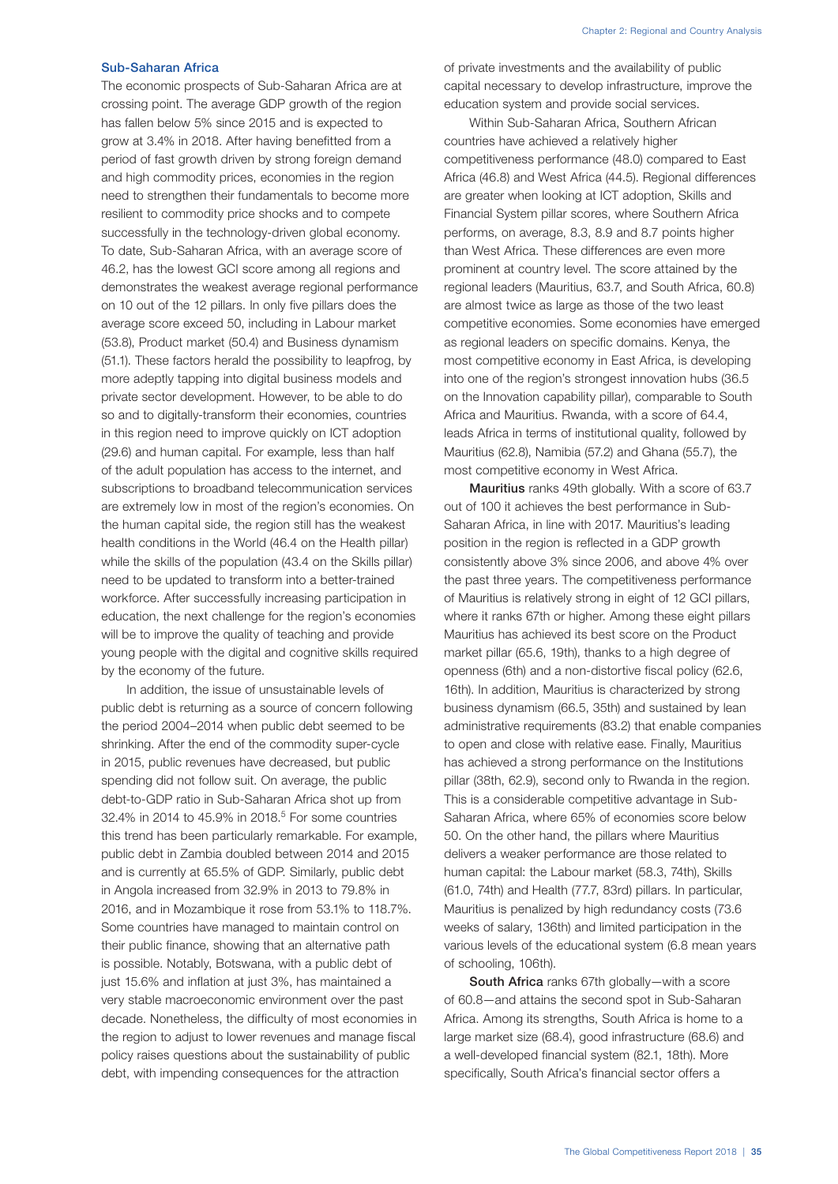### Sub-Saharan Africa

The economic prospects of Sub-Saharan Africa are at crossing point. The average GDP growth of the region has fallen below 5% since 2015 and is expected to grow at 3.4% in 2018. After having benefitted from a period of fast growth driven by strong foreign demand and high commodity prices, economies in the region need to strengthen their fundamentals to become more resilient to commodity price shocks and to compete successfully in the technology-driven global economy. To date, Sub-Saharan Africa, with an average score of 46.2, has the lowest GCI score among all regions and demonstrates the weakest average regional performance on 10 out of the 12 pillars. In only five pillars does the average score exceed 50, including in Labour market (53.8), Product market (50.4) and Business dynamism (51.1). These factors herald the possibility to leapfrog, by more adeptly tapping into digital business models and private sector development. However, to be able to do so and to digitally-transform their economies, countries in this region need to improve quickly on ICT adoption (29.6) and human capital. For example, less than half of the adult population has access to the internet, and subscriptions to broadband telecommunication services are extremely low in most of the region's economies. On the human capital side, the region still has the weakest health conditions in the World (46.4 on the Health pillar) while the skills of the population (43.4 on the Skills pillar) need to be updated to transform into a better-trained workforce. After successfully increasing participation in education, the next challenge for the region's economies will be to improve the quality of teaching and provide young people with the digital and cognitive skills required by the economy of the future.

In addition, the issue of unsustainable levels of public debt is returning as a source of concern following the period 2004–2014 when public debt seemed to be shrinking. After the end of the commodity super-cycle in 2015, public revenues have decreased, but public spending did not follow suit. On average, the public debt-to-GDP ratio in Sub-Saharan Africa shot up from 32.4% in 2014 to 45.9% in 2018.[5] For some countries this trend has been particularly remarkable. For example, public debt in Zambia doubled between 2014 and 2015 and is currently at 65.5% of GDP. Similarly, public debt in Angola increased from 32.9% in 2013 to 79.8% in 2016, and in Mozambique it rose from 53.1% to 118.7%. Some countries have managed to maintain control on their public finance, showing that an alternative path is possible. Notably, Botswana, with a public debt of just 15.6% and inflation at just 3%, has maintained a very stable macroeconomic environment over the past decade. Nonetheless, the difficulty of most economies in the region to adjust to lower revenues and manage fiscal policy raises questions about the sustainability of public debt, with impending consequences for the attraction of private investments and the availability of public capital necessary to develop infrastructure, improve the education system and provide social services.

Within Sub-Saharan Africa, Southern African countries have achieved a relatively higher competitiveness performance (48.0) compared to East Africa (46.8) and West Africa (44.5). Regional differences are greater when looking at ICT adoption, Skills and Financial System pillar scores, where Southern Africa performs, on average, 8.3, 8.9 and 8.7 points higher than West Africa. These differences are even more prominent at country level. The score attained by the regional leaders (Mauritius, 63.7, and South Africa, 60.8) are almost twice as large as those of the two least competitive economies. Some economies have emerged as regional leaders on specific domains. Kenya, the most competitive economy in East Africa, is developing into one of the region's strongest innovation hubs (36.5 on the Innovation capability pillar), comparable to South Africa and Mauritius. Rwanda, with a score of 64.4, leads Africa in terms of institutional quality, followed by Mauritius (62.8), Namibia (57.2) and Ghana (55.7), the most competitive economy in West Africa.

**Mauritius** ranks 49th globally. With a score of 63.7 out of 100 it achieves the best performance in Sub-Saharan Africa, in line with 2017. Mauritius's leading position in the region is reflected in a GDP growth consistently above 3% since 2006, and above 4% over the past three years. The competitiveness performance of Mauritius is relatively strong in eight of 12 GCI pillars, where it ranks 67th or higher. Among these eight pillars Mauritius has achieved its best score on the Product market pillar (65.6, 19th), thanks to a high degree of openness (6th) and a non-distortive fiscal policy (62.6, 16th). In addition, Mauritius is characterized by strong business dynamism (66.5, 35th) and sustained by lean administrative requirements (83.2) that enable companies to open and close with relative ease. Finally, Mauritius has achieved a strong performance on the Institutions pillar (38th, 62.9), second only to Rwanda in the region. This is a considerable competitive advantage in Sub-Saharan Africa, where 65% of economies score below 50. On the other hand, the pillars where Mauritius delivers a weaker performance are those related to human capital: the Labour market (58.3, 74th), Skills (61.0, 74th) and Health (77.7, 83rd) pillars. In particular, Mauritius is penalized by high redundancy costs (73.6 weeks of salary, 136th) and limited participation in the various levels of the educational system (6.8 mean years of schooling, 106th).

**South Africa** ranks 67th globally—with a score of 60.8—and attains the second spot in Sub-Saharan Africa. Among its strengths, South Africa is home to a large market size (68.4), good infrastructure (68.6) and a well-developed financial system (82.1, 18th). More specifically, South Africa's financial sector offers a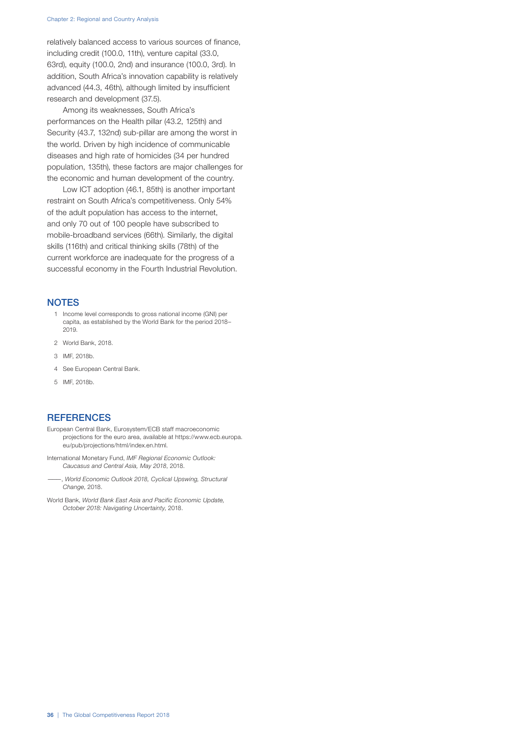relatively balanced access to various sources of finance, including credit (100.0, 11th), venture capital (33.0, 63rd), equity (100.0, 2nd) and insurance (100.0, 3rd). In addition, South Africa's innovation capability is relatively advanced (44.3, 46th), although limited by insufficient research and development (37.5).

Among its weaknesses, South Africa's performances on the Health pillar (43.2, 125th) and Security (43.7, 132nd) sub-pillar are among the worst in the world. Driven by high incidence of communicable diseases and high rate of homicides (34 per hundred population, 135th), these factors are major challenges for the economic and human development of the country.

Low ICT adoption (46.1, 85th) is another important restraint on South Africa's competitiveness. Only 54% of the adult population has access to the internet, and only 70 out of 100 people have subscribed to mobile-broadband services (66th). Similarly, the digital skills (116th) and critical thinking skills (78th) of the current workforce are inadequate for the progress of a successful economy in the Fourth Industrial Revolution.

## NOTES

1. Income level corresponds to gross national income (GNI) per capita, as established by the World Bank for the period 2018–2019.
2. World Bank, 2018.
3. IMF, 2018b.
4. See European Central Bank.
5. IMF, 2018b.

## REFERENCES

European Central Bank, Eurosystem/ECB staff macroeconomic projections for the euro area, available at https://www.ecb.europa.eu/pub/projections/html/index.en.html.

International Monetary Fund, *IMF Regional Economic Outlook: Caucasus and Central Asia, May 2018*, 2018.

——, *World Economic Outlook 2018, Cyclical Upswing, Structural Change*, 2018.

World Bank, *World Bank East Asia and Pacific Economic Update, October 2018: Navigating Uncertainty*, 2018.